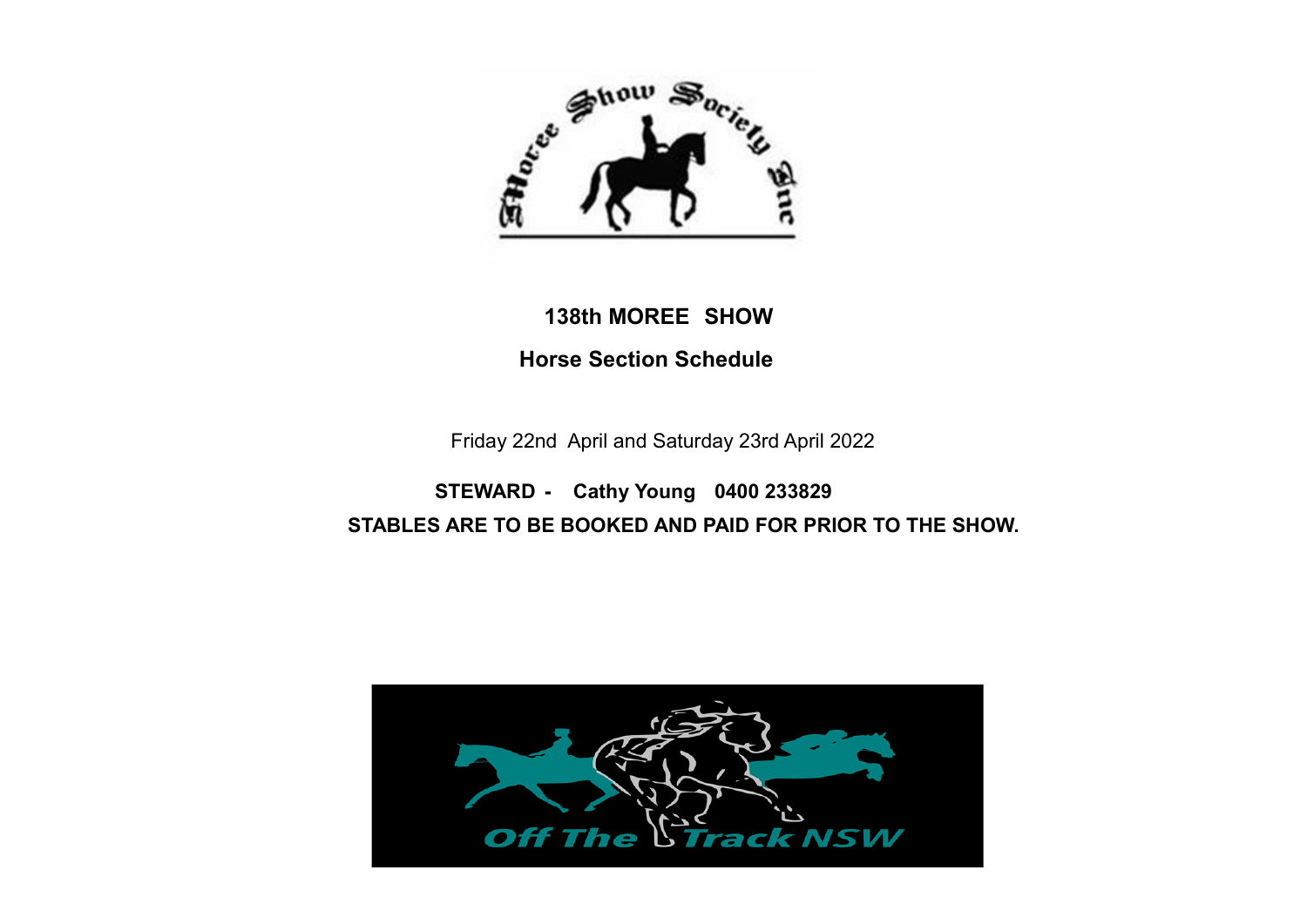# 138th MOREE SHOW

## Horse Section Schedule

Friday 22nd April and Saturday 23rd April 2022

**STEWARD - Cathy Young 0400 233829**

**STABLES ARE TO BE BOOKED AND PAID FOR PRIOR TO THE SHOW.**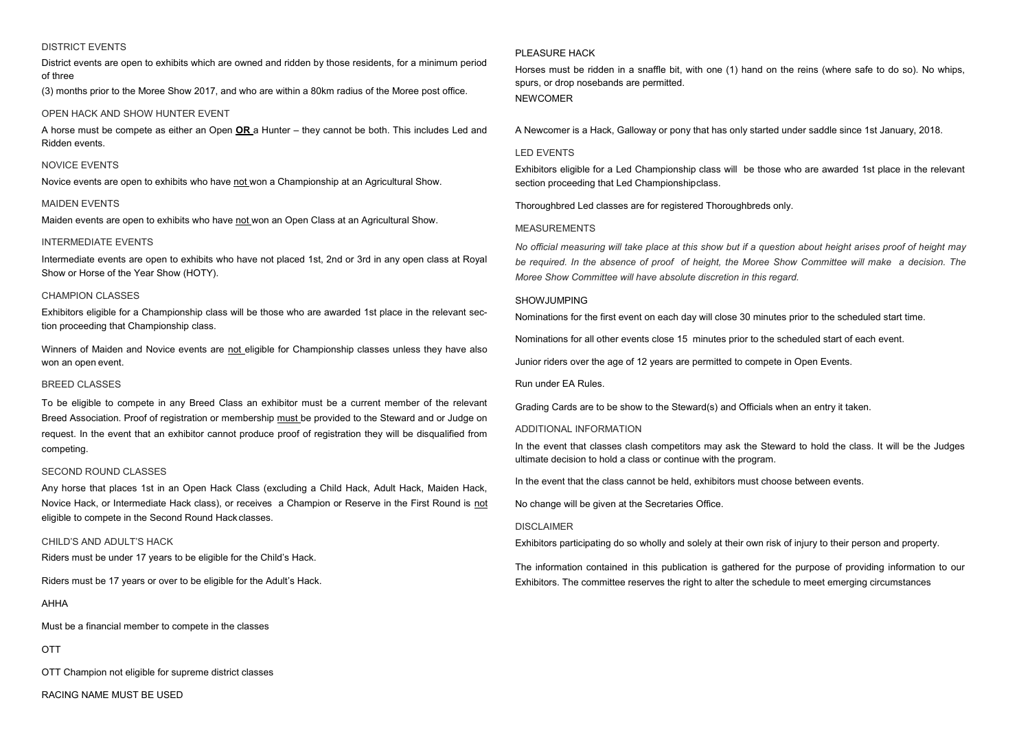## DISTRICT EVENTS

District events are open to exhibits which are owned and ridden by those residents, for a minimum period of three

(3) months prior to the Moree Show 2017, and who are within a 80km radius of the Moree post office.

## OPEN HACK AND SHOW HUNTER EVENT

A horse must be compete as either an Open **OR** a Hunter – they cannot be both. This includes Led and Ridden events.

## NOVICE EVENTS

Novice events are open to exhibits who have not won a Championship at an Agricultural Show.

## MAIDEN EVENTS

Maiden events are open to exhibits who have not won an Open Class at an Agricultural Show.

## INTERMEDIATE EVENTS

Intermediate events are open to exhibits who have not placed 1st, 2nd or 3rd in any open class at Royal Show or Horse of the Year Show (HOTY).

## CHAMPION CLASSES

Exhibitors eligible for a Championship class will be those who are awarded 1st place in the relevant section proceeding that Championship class.

Winners of Maiden and Novice events are not eligible for Championship classes unless they have also won an open event.

## BREED CLASSES

To be eligible to compete in any Breed Class an exhibitor must be a current member of the relevant Breed Association. Proof of registration or membership must be provided to the Steward and or Judge on request. In the event that an exhibitor cannot produce proof of registration they will be disqualified from competing.

## SECOND ROUND CLASSES

Any horse that places 1st in an Open Hack Class (excluding a Child Hack, Adult Hack, Maiden Hack, Novice Hack, or Intermediate Hack class), or receives a Champion or Reserve in the First Round is not eligible to compete in the Second Round Hack classes.

## CHILD'S AND ADULT'S HACK

Riders must be under 17 years to be eligible for the Child's Hack.

Riders must be 17 years or over to be eligible for the Adult's Hack.

## AHHA

Must be a financial member to compete in the classes

## OTT

OTT Champion not eligible for supreme district classes

RACING NAME MUST BE USED

## PLEASURE HACK

Horses must be ridden in a snaffle bit, with one (1) hand on the reins (where safe to do so). No whips, spurs, or drop nosebands are permitted.

## NEWCOMER

A Newcomer is a Hack, Galloway or pony that has only started under saddle since 1st January, 2018.

## LED EVENTS

Exhibitors eligible for a Led Championship class will be those who are awarded 1st place in the relevant section proceeding that Led Championshipclass.

Thoroughbred Led classes are for registered Thoroughbreds only.

## MEASUREMENTS

*No official measuring will take place at this show but if a question about height arises proof of height may be required. In the absence of proof of height, the Moree Show Committee will make a decision. The Moree Show Committee will have absolute discretion in this regard.*

## SHOWJUMPING

Nominations for the first event on each day will close 30 minutes prior to the scheduled start time.

Nominations for all other events close 15 minutes prior to the scheduled start of each event.

Junior riders over the age of 12 years are permitted to compete in Open Events.

Run under EA Rules.

Grading Cards are to be show to the Steward(s) and Officials when an entry it taken.

## ADDITIONAL INFORMATION

In the event that classes clash competitors may ask the Steward to hold the class. It will be the Judges ultimate decision to hold a class or continue with the program.

In the event that the class cannot be held, exhibitors must choose between events.

No change will be given at the Secretaries Office.

## DISCLAIMER

Exhibitors participating do so wholly and solely at their own risk of injury to their person and property.

The information contained in this publication is gathered for the purpose of providing information to our Exhibitors. The committee reserves the right to alter the schedule to meet emerging circumstances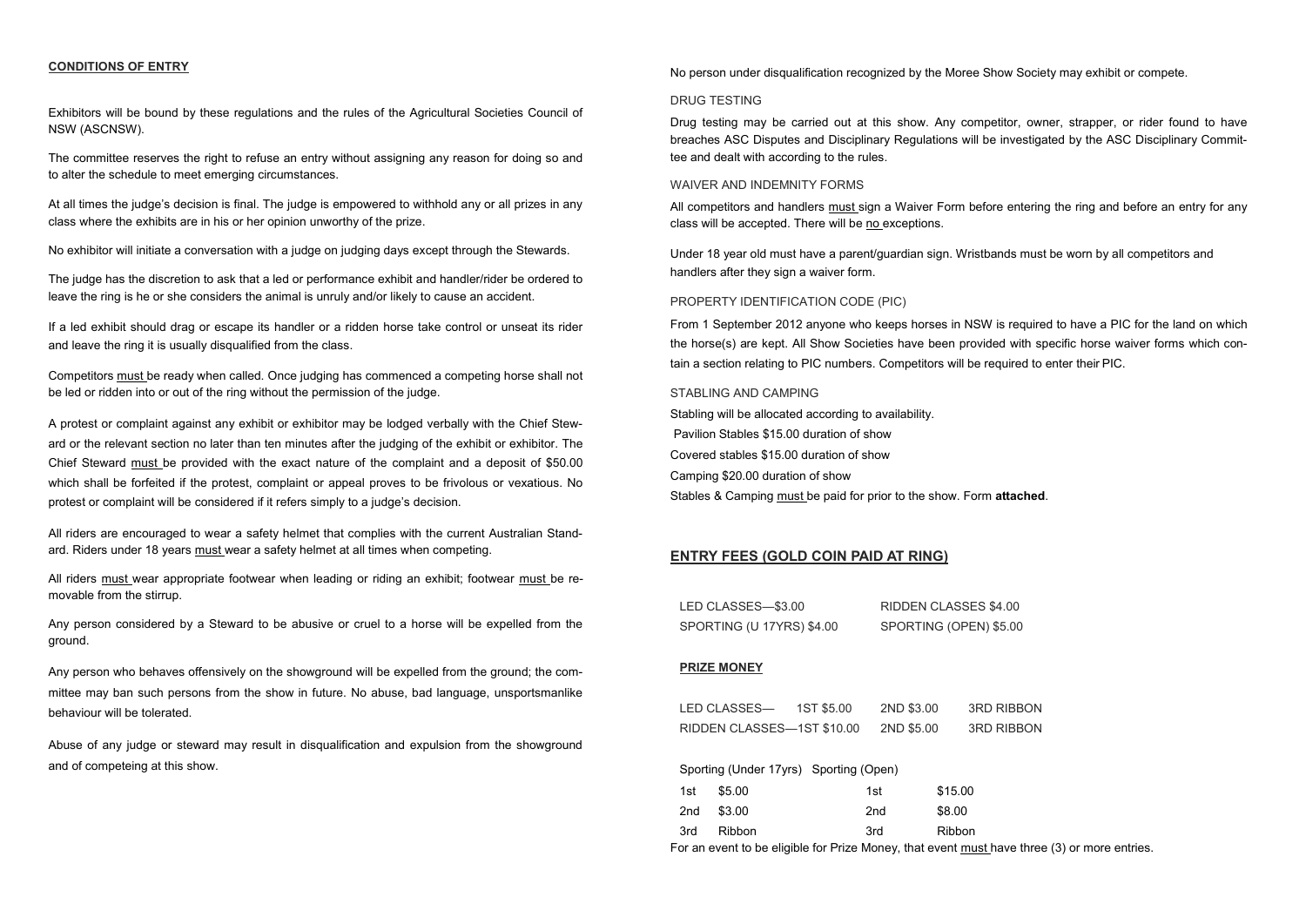## CONDITIONS OF ENTRY

Exhibitors will be bound by these regulations and the rules of the Agricultural Societies Council of NSW (ASCNSW).

The committee reserves the right to refuse an entry without assigning any reason for doing so and to alter the schedule to meet emerging circumstances.

At all times the judge's decision is final. The judge is empowered to withhold any or all prizes in any class where the exhibits are in his or her opinion unworthy of the prize.

No exhibitor will initiate a conversation with a judge on judging days except through the Stewards.

The judge has the discretion to ask that a led or performance exhibit and handler/rider be ordered to leave the ring is he or she considers the animal is unruly and/or likely to cause an accident.

If a led exhibit should drag or escape its handler or a ridden horse take control or unseat its rider and leave the ring it is usually disqualified from the class.

Competitors must be ready when called. Once judging has commenced a competing horse shall not be led or ridden into or out of the ring without the permission of the judge.

A protest or complaint against any exhibit or exhibitor may be lodged verbally with the Chief Steward or the relevant section no later than ten minutes after the judging of the exhibit or exhibitor. The Chief Steward must be provided with the exact nature of the complaint and a deposit of $50.00 which shall be forfeited if the protest, complaint or appeal proves to be frivolous or vexatious. No protest or complaint will be considered if it refers simply to a judge's decision.

All riders are encouraged to wear a safety helmet that complies with the current Australian Standard. Riders under 18 years must wear a safety helmet at all times when competing.

All riders must wear appropriate footwear when leading or riding an exhibit; footwear must be removable from the stirrup.

Any person considered by a Steward to be abusive or cruel to a horse will be expelled from the ground.

Any person who behaves offensively on the showground will be expelled from the ground; the committee may ban such persons from the show in future. No abuse, bad language, unsportsmanlike behaviour will be tolerated.

Abuse of any judge or steward may result in disqualification and expulsion from the showground and of competeing at this show.

No person under disqualification recognized by the Moree Show Society may exhibit or compete.

### DRUG TESTING

Drug testing may be carried out at this show. Any competitor, owner, strapper, or rider found to have breaches ASC Disputes and Disciplinary Regulations will be investigated by the ASC Disciplinary Committee and dealt with according to the rules.

### WAIVER AND INDEMNITY FORMS

All competitors and handlers must sign a Waiver Form before entering the ring and before an entry for any class will be accepted. There will be no exceptions.

Under 18 year old must have a parent/guardian sign. Wristbands must be worn by all competitors and handlers after they sign a waiver form.

### PROPERTY IDENTIFICATION CODE (PIC)

From 1 September 2012 anyone who keeps horses in NSW is required to have a PIC for the land on which the horse(s) are kept. All Show Societies have been provided with specific horse waiver forms which contain a section relating to PIC numbers. Competitors will be required to enter their PIC.

### STABLING AND CAMPING

Stabling will be allocated according to availability.

Pavilion Stables $15.00 duration of show

Covered stables $15.00 duration of show

Camping $20.00 duration of show

Stables & Camping must be paid for prior to the show. Form **attached**.

## ENTRY FEES (GOLD COIN PAID AT RING)

| | |
|---|---|
| LED CLASSES—$3.00 | RIDDEN CLASSES $4.00 |
| SPORTING (U 17YRS) $4.00 | SPORTING (OPEN) $5.00 |

### PRIZE MONEY

| | 1ST | 2ND | 3RD |
|---|---|---|---|
| LED CLASSES | $5.00 | $3.00 | RIBBON |
| RIDDEN CLASSES | $10.00 | $5.00 | RIBBON |

| Sporting (Under 17yrs) | | Sporting (Open) | |
|---|---|---|---|
| 1st | $5.00 | 1st | $15.00 |
| 2nd | $3.00 | 2nd | $8.00 |
| 3rd | Ribbon | 3rd | Ribbon |

For an event to be eligible for Prize Money, that event must have three (3) or more entries.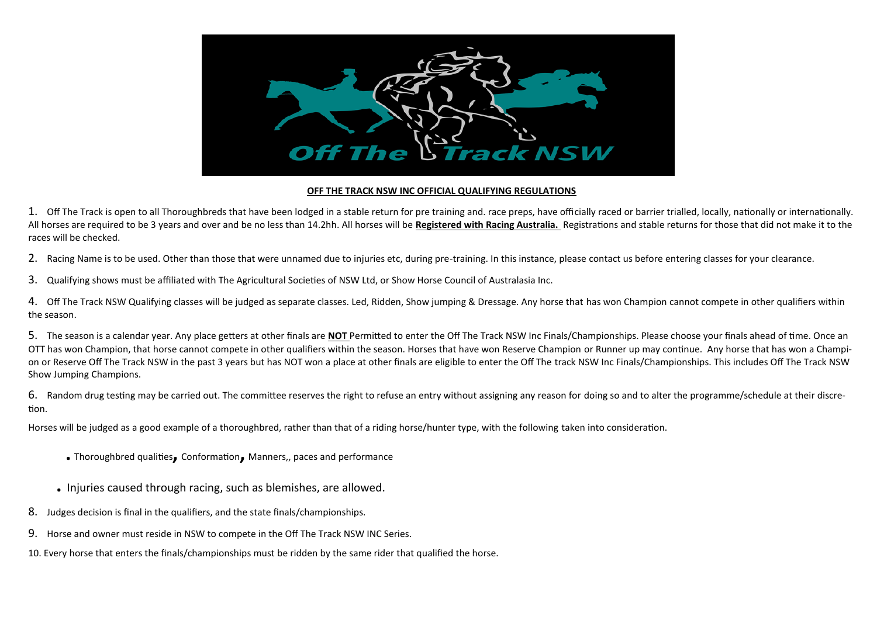**OFF THE TRACK NSW INC OFFICIAL QUALIFYING REGULATIONS**

1. Off The Track is open to all Thoroughbreds that have been lodged in a stable return for pre training and. race preps, have officially raced or barrier trialled, locally, nationally or internationally. All horses are required to be 3 years and over and be no less than 14.2hh. All horses will be **Registered with Racing Australia.** Registrations and stable returns for those that did not make it to the races will be checked.

2. Racing Name is to be used. Other than those that were unnamed due to injuries etc, during pre-training. In this instance, please contact us before entering classes for your clearance.

3. Qualifying shows must be affiliated with The Agricultural Societies of NSW Ltd, or Show Horse Council of Australasia Inc.

4. Off The Track NSW Qualifying classes will be judged as separate classes. Led, Ridden, Show jumping & Dressage. Any horse that has won Champion cannot compete in other qualifiers within the season.

5. The season is a calendar year. Any place getters at other finals are **NOT** Permitted to enter the Off The Track NSW Inc Finals/Championships. Please choose your finals ahead of time. Once an OTT has won Champion, that horse cannot compete in other qualifiers within the season. Horses that have won Reserve Champion or Runner up may continue. Any horse that has won a Champion or Reserve Off The Track NSW in the past 3 years but has NOT won a place at other finals are eligible to enter the Off The track NSW Inc Finals/Championships. This includes Off The Track NSW Show Jumping Champions.

6. Random drug testing may be carried out. The committee reserves the right to refuse an entry without assigning any reason for doing so and to alter the programme/schedule at their discretion.

Horses will be judged as a good example of a thoroughbred, rather than that of a riding horse/hunter type, with the following taken into consideration.

- Thoroughbred qualities, Conformation, Manners,, paces and performance
- Injuries caused through racing, such as blemishes, are allowed.

8. Judges decision is final in the qualifiers, and the state finals/championships.

9. Horse and owner must reside in NSW to compete in the Off The Track NSW INC Series.

10. Every horse that enters the finals/championships must be ridden by the same rider that qualified the horse.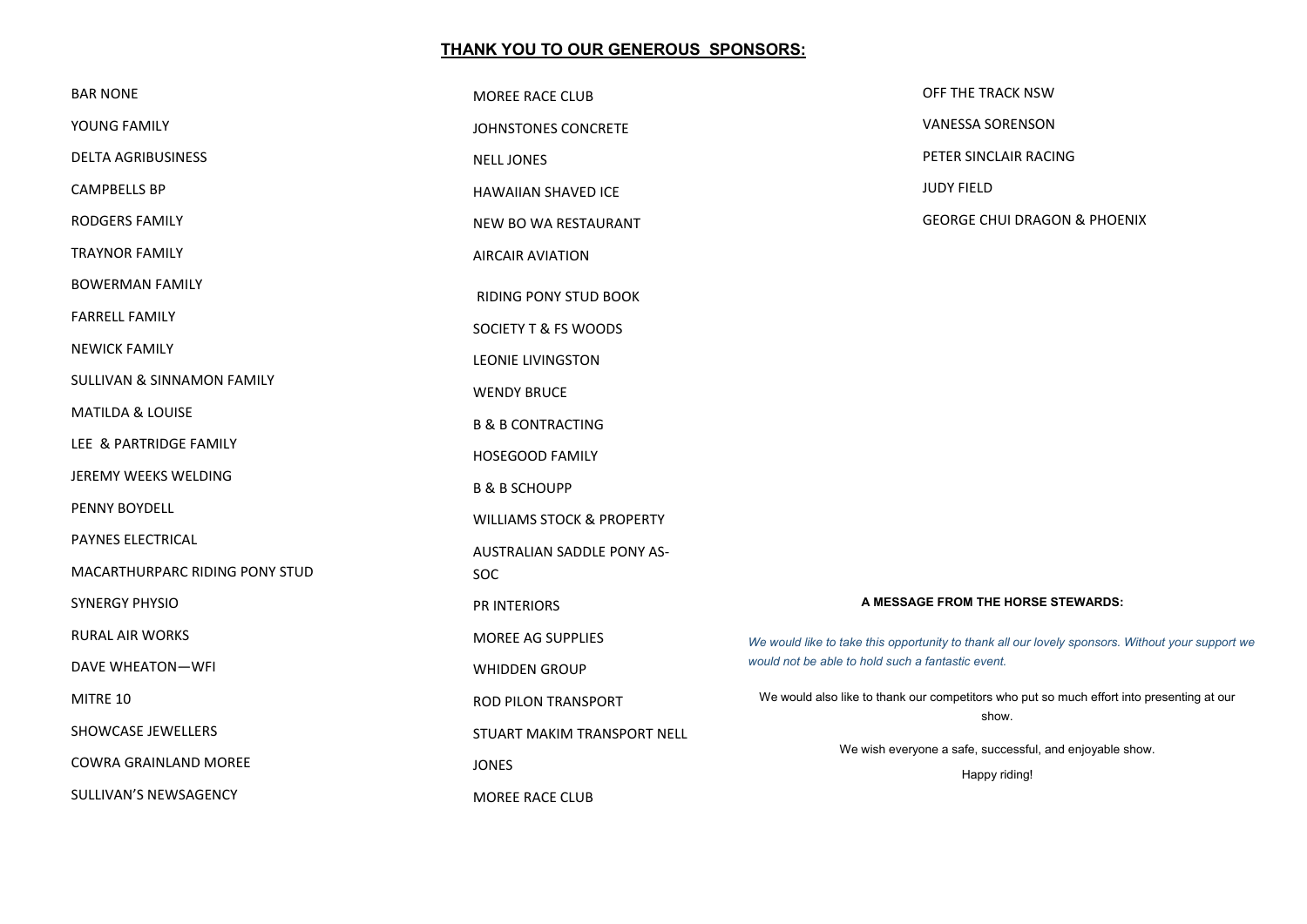## **THANK YOU TO OUR GENEROUS SPONSORS:**

BAR NONE

YOUNG FAMILY

DELTA AGRIBUSINESS

CAMPBELLS BP

RODGERS FAMILY

TRAYNOR FAMILY

BOWERMAN FAMILY

FARRELL FAMILY

NEWICK FAMILY

SULLIVAN & SINNAMON FAMILY

MATILDA & LOUISE

LEE & PARTRIDGE FAMILY

JEREMY WEEKS WELDING

PENNY BOYDELL

PAYNES ELECTRICAL

MACARTHURPARC RIDING PONY STUD

SYNERGY PHYSIO

RURAL AIR WORKS

DAVE WHEATON—WFI

MITRE 10

SHOWCASE JEWELLERS

COWRA GRAINLAND MOREE

SULLIVAN'S NEWSAGENCY

MOREE RACE CLUB

JOHNSTONES CONCRETE

NELL JONES

HAWAIIAN SHAVED ICE

NEW BO WA RESTAURANT

AIRCAIR AVIATION

RIDING PONY STUD BOOK

SOCIETY T & FS WOODS

LEONIE LIVINGSTON

WENDY BRUCE

B & B CONTRACTING

HOSEGOOD FAMILY

B & B SCHOUPP

WILLIAMS STOCK & PROPERTY

AUSTRALIAN SADDLE PONY AS-SOC

PR INTERIORS

MOREE AG SUPPLIES

WHIDDEN GROUP

ROD PILON TRANSPORT

STUART MAKIM TRANSPORT NELL

JONES

MOREE RACE CLUB

OFF THE TRACK NSW

VANESSA SORENSON

PETER SINCLAIR RACING

JUDY FIELD

GEORGE CHUI DRAGON & PHOENIX

**A MESSAGE FROM THE HORSE STEWARDS:**

*We would like to take this opportunity to thank all our lovely sponsors. Without your support we would not be able to hold such a fantastic event.*

We would also like to thank our competitors who put so much effort into presenting at our show.

We wish everyone a safe, successful, and enjoyable show.

Happy riding!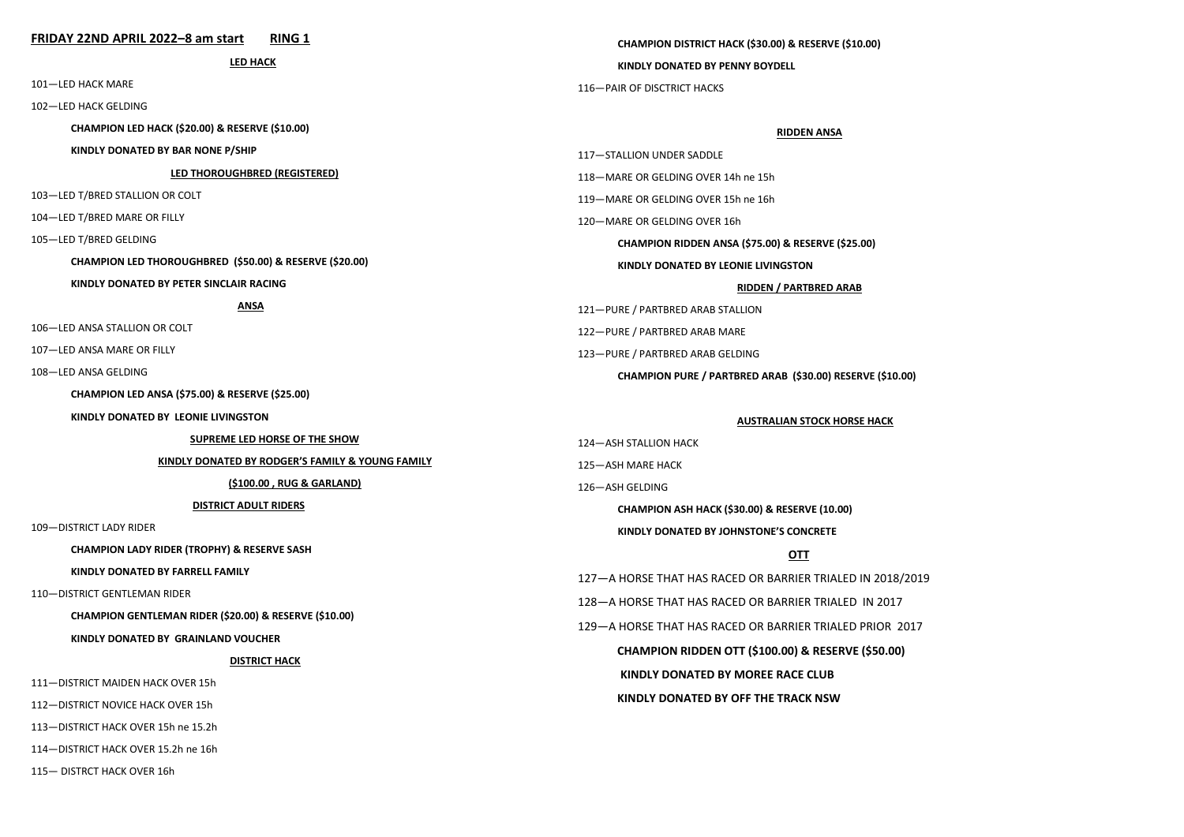## FRIDAY 22ND APRIL 2022–8 am start RING 1

**LED HACK**

101—LED HACK MARE

102—LED HACK GELDING

**CHAMPION LED HACK ($20.00) & RESERVE ($10.00)**

**KINDLY DONATED BY BAR NONE P/SHIP**

**LED THOROUGHBRED (REGISTERED)**

103—LED T/BRED STALLION OR COLT

104—LED T/BRED MARE OR FILLY

105—LED T/BRED GELDING

**CHAMPION LED THOROUGHBRED ($50.00) & RESERVE ($20.00)**

**KINDLY DONATED BY PETER SINCLAIR RACING**

**ANSA**

106—LED ANSA STALLION OR COLT

107—LED ANSA MARE OR FILLY

108—LED ANSA GELDING

**CHAMPION LED ANSA ($75.00) & RESERVE ($25.00)**

**KINDLY DONATED BY LEONIE LIVINGSTON**

**SUPREME LED HORSE OF THE SHOW**

**KINDLY DONATED BY RODGER'S FAMILY & YOUNG FAMILY**

**($100.00 , RUG & GARLAND)**

**DISTRICT ADULT RIDERS**

109—DISTRICT LADY RIDER

**CHAMPION LADY RIDER (TROPHY) & RESERVE SASH**

**KINDLY DONATED BY FARRELL FAMILY**

110—DISTRICT GENTLEMAN RIDER

**CHAMPION GENTLEMAN RIDER ($20.00) & RESERVE ($10.00)**

**KINDLY DONATED BY GRAINLAND VOUCHER**

**DISTRICT HACK**

111—DISTRICT MAIDEN HACK OVER 15h

112—DISTRICT NOVICE HACK OVER 15h

113—DISTRICT HACK OVER 15h ne 15.2h

114—DISTRICT HACK OVER 15.2h ne 16h

115— DISTRCT HACK OVER 16h

**CHAMPION DISTRICT HACK ($30.00) & RESERVE ($10.00)**

**KINDLY DONATED BY PENNY BOYDELL**

116—PAIR OF DISCTRICT HACKS

**RIDDEN ANSA**

117—STALLION UNDER SADDLE

118—MARE OR GELDING OVER 14h ne 15h

119—MARE OR GELDING OVER 15h ne 16h

120—MARE OR GELDING OVER 16h

**CHAMPION RIDDEN ANSA ($75.00) & RESERVE ($25.00)**

**KINDLY DONATED BY LEONIE LIVINGSTON**

**RIDDEN / PARTBRED ARAB**

121—PURE / PARTBRED ARAB STALLION

122—PURE / PARTBRED ARAB MARE

123—PURE / PARTBRED ARAB GELDING

**CHAMPION PURE / PARTBRED ARAB ($30.00) RESERVE ($10.00)**

**AUSTRALIAN STOCK HORSE HACK**

124—ASH STALLION HACK

125—ASH MARE HACK

126—ASH GELDING

**CHAMPION ASH HACK ($30.00) & RESERVE (10.00)**

**KINDLY DONATED BY JOHNSTONE'S CONCRETE**

**OTT**

127—A HORSE THAT HAS RACED OR BARRIER TRIALED IN 2018/2019

128—A HORSE THAT HAS RACED OR BARRIER TRIALED IN 2017

129—A HORSE THAT HAS RACED OR BARRIER TRIALED PRIOR 2017

**CHAMPION RIDDEN OTT ($100.00) & RESERVE ($50.00)**

**KINDLY DONATED BY MOREE RACE CLUB**

**KINDLY DONATED BY OFF THE TRACK NSW**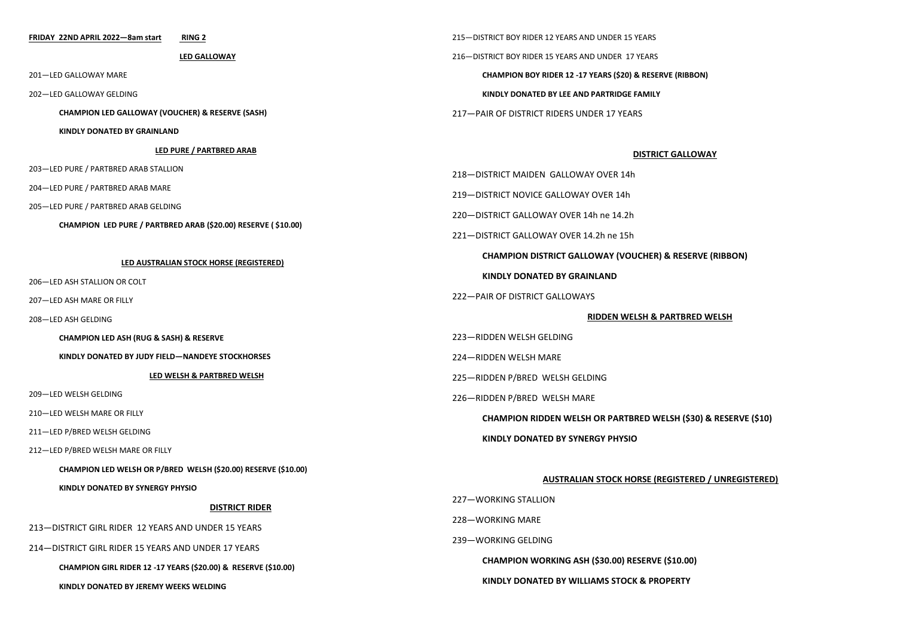**FRIDAY 22ND APRIL 2022—8am start RING 2**

**LED GALLOWAY**

201—LED GALLOWAY MARE

202—LED GALLOWAY GELDING

**CHAMPION LED GALLOWAY (VOUCHER) & RESERVE (SASH)**

**KINDLY DONATED BY GRAINLAND**

**LED PURE / PARTBRED ARAB**

203—LED PURE / PARTBRED ARAB STALLION

204—LED PURE / PARTBRED ARAB MARE

205—LED PURE / PARTBRED ARAB GELDING

**CHAMPION LED PURE / PARTBRED ARAB ($20.00) RESERVE ( $10.00)**

**LED AUSTRALIAN STOCK HORSE (REGISTERED)**

206—LED ASH STALLION OR COLT

207—LED ASH MARE OR FILLY

208—LED ASH GELDING

**CHAMPION LED ASH (RUG & SASH) & RESERVE**

**KINDLY DONATED BY JUDY FIELD—NANDEYE STOCKHORSES**

**LED WELSH & PARTBRED WELSH**

209—LED WELSH GELDING

210—LED WELSH MARE OR FILLY

211—LED P/BRED WELSH GELDING

212—LED P/BRED WELSH MARE OR FILLY

**CHAMPION LED WELSH OR P/BRED WELSH ($20.00) RESERVE ($10.00)**

**KINDLY DONATED BY SYNERGY PHYSIO**

**DISTRICT RIDER**

213—DISTRICT GIRL RIDER 12 YEARS AND UNDER 15 YEARS

214—DISTRICT GIRL RIDER 15 YEARS AND UNDER 17 YEARS

**CHAMPION GIRL RIDER 12 -17 YEARS ($20.00) & RESERVE ($10.00)**

**KINDLY DONATED BY JEREMY WEEKS WELDING**

215—DISTRICT BOY RIDER 12 YEARS AND UNDER 15 YEARS

216—DISTRICT BOY RIDER 15 YEARS AND UNDER 17 YEARS

**CHAMPION BOY RIDER 12 -17 YEARS ($20) & RESERVE (RIBBON)**

**KINDLY DONATED BY LEE AND PARTRIDGE FAMILY**

217—PAIR OF DISTRICT RIDERS UNDER 17 YEARS

**DISTRICT GALLOWAY**

218—DISTRICT MAIDEN GALLOWAY OVER 14h

219—DISTRICT NOVICE GALLOWAY OVER 14h

220—DISTRICT GALLOWAY OVER 14h ne 14.2h

221—DISTRICT GALLOWAY OVER 14.2h ne 15h

**CHAMPION DISTRICT GALLOWAY (VOUCHER) & RESERVE (RIBBON)**

**KINDLY DONATED BY GRAINLAND**

222—PAIR OF DISTRICT GALLOWAYS

**RIDDEN WELSH & PARTBRED WELSH**

223—RIDDEN WELSH GELDING

224—RIDDEN WELSH MARE

225—RIDDEN P/BRED WELSH GELDING

226—RIDDEN P/BRED WELSH MARE

**CHAMPION RIDDEN WELSH OR PARTBRED WELSH ($30) & RESERVE ($10)**

**KINDLY DONATED BY SYNERGY PHYSIO**

**AUSTRALIAN STOCK HORSE (REGISTERED / UNREGISTERED)**

227—WORKING STALLION

228—WORKING MARE

239—WORKING GELDING

**CHAMPION WORKING ASH ($30.00) RESERVE ($10.00)**

**KINDLY DONATED BY WILLIAMS STOCK & PROPERTY**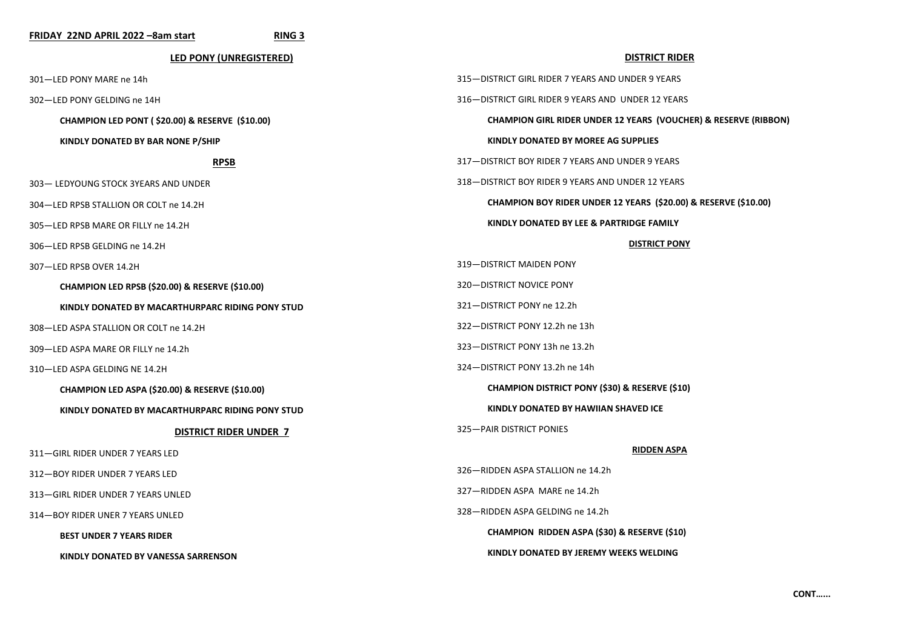**FRIDAY 22ND APRIL 2022 –8am start** **RING 3**

**LED PONY (UNREGISTERED)**

301—LED PONY MARE ne 14h

302—LED PONY GELDING ne 14H

**CHAMPION LED PONT ( $20.00) & RESERVE ($10.00)**

**KINDLY DONATED BY BAR NONE P/SHIP**

**RPSB**

303— LEDYOUNG STOCK 3YEARS AND UNDER

304—LED RPSB STALLION OR COLT ne 14.2H

305—LED RPSB MARE OR FILLY ne 14.2H

306—LED RPSB GELDING ne 14.2H

307—LED RPSB OVER 14.2H

**CHAMPION LED RPSB ($20.00) & RESERVE ($10.00)**

**KINDLY DONATED BY MACARTHURPARC RIDING PONY STUD**

308—LED ASPA STALLION OR COLT ne 14.2H

309—LED ASPA MARE OR FILLY ne 14.2h

310—LED ASPA GELDING NE 14.2H

**CHAMPION LED ASPA ($20.00) & RESERVE ($10.00)**

**KINDLY DONATED BY MACARTHURPARC RIDING PONY STUD**

**DISTRICT RIDER UNDER 7**

311—GIRL RIDER UNDER 7 YEARS LED

312—BOY RIDER UNDER 7 YEARS LED

313—GIRL RIDER UNDER 7 YEARS UNLED

314—BOY RIDER UNER 7 YEARS UNLED

**BEST UNDER 7 YEARS RIDER**

**KINDLY DONATED BY VANESSA SARRENSON**

**DISTRICT RIDER**

315—DISTRICT GIRL RIDER 7 YEARS AND UNDER 9 YEARS

316—DISTRICT GIRL RIDER 9 YEARS AND UNDER 12 YEARS

**CHAMPION GIRL RIDER UNDER 12 YEARS (VOUCHER) & RESERVE (RIBBON)**

**KINDLY DONATED BY MOREE AG SUPPLIES**

317—DISTRICT BOY RIDER 7 YEARS AND UNDER 9 YEARS

318—DISTRICT BOY RIDER 9 YEARS AND UNDER 12 YEARS

**CHAMPION BOY RIDER UNDER 12 YEARS ($20.00) & RESERVE ($10.00)**

**KINDLY DONATED BY LEE & PARTRIDGE FAMILY**

**DISTRICT PONY**

319—DISTRICT MAIDEN PONY

320—DISTRICT NOVICE PONY

321—DISTRICT PONY ne 12.2h

322—DISTRICT PONY 12.2h ne 13h

323—DISTRICT PONY 13h ne 13.2h

324—DISTRICT PONY 13.2h ne 14h

**CHAMPION DISTRICT PONY ($30) & RESERVE ($10)**

**KINDLY DONATED BY HAWIIAN SHAVED ICE**

325—PAIR DISTRICT PONIES

**RIDDEN ASPA**

326—RIDDEN ASPA STALLION ne 14.2h

327—RIDDEN ASPA MARE ne 14.2h

328—RIDDEN ASPA GELDING ne 14.2h

**CHAMPION RIDDEN ASPA ($30) & RESERVE ($10)**

**KINDLY DONATED BY JEREMY WEEKS WELDING**

**CONT......**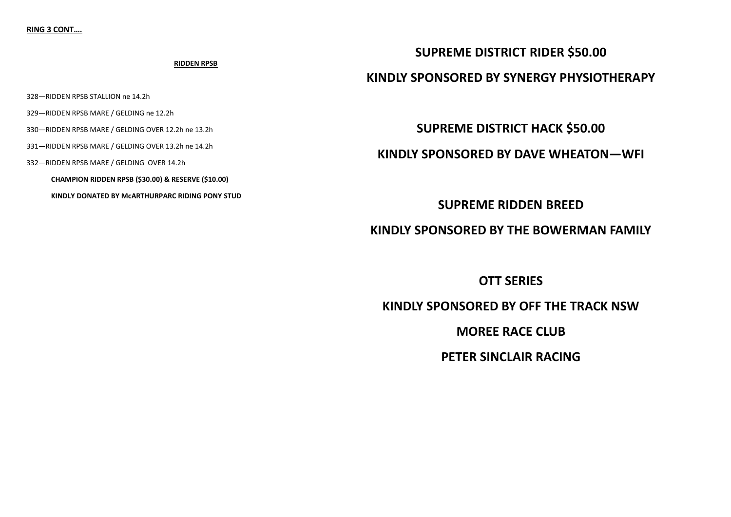**RING 3 CONT….**

**RIDDEN RPSB**

328—RIDDEN RPSB STALLION ne 14.2h

329—RIDDEN RPSB MARE / GELDING ne 12.2h

330—RIDDEN RPSB MARE / GELDING OVER 12.2h ne 13.2h

331—RIDDEN RPSB MARE / GELDING OVER 13.2h ne 14.2h

332—RIDDEN RPSB MARE / GELDING OVER 14.2h

**CHAMPION RIDDEN RPSB ($30.00) & RESERVE ($10.00)**

**KINDLY DONATED BY McARTHURPARC RIDING PONY STUD**

## SUPREME DISTRICT RIDER $50.00

## KINDLY SPONSORED BY SYNERGY PHYSIOTHERAPY

## SUPREME DISTRICT HACK $50.00

## KINDLY SPONSORED BY DAVE WHEATON—WFI

## SUPREME RIDDEN BREED

## KINDLY SPONSORED BY THE BOWERMAN FAMILY

## OTT SERIES

## KINDLY SPONSORED BY OFF THE TRACK NSW

## MOREE RACE CLUB

## PETER SINCLAIR RACING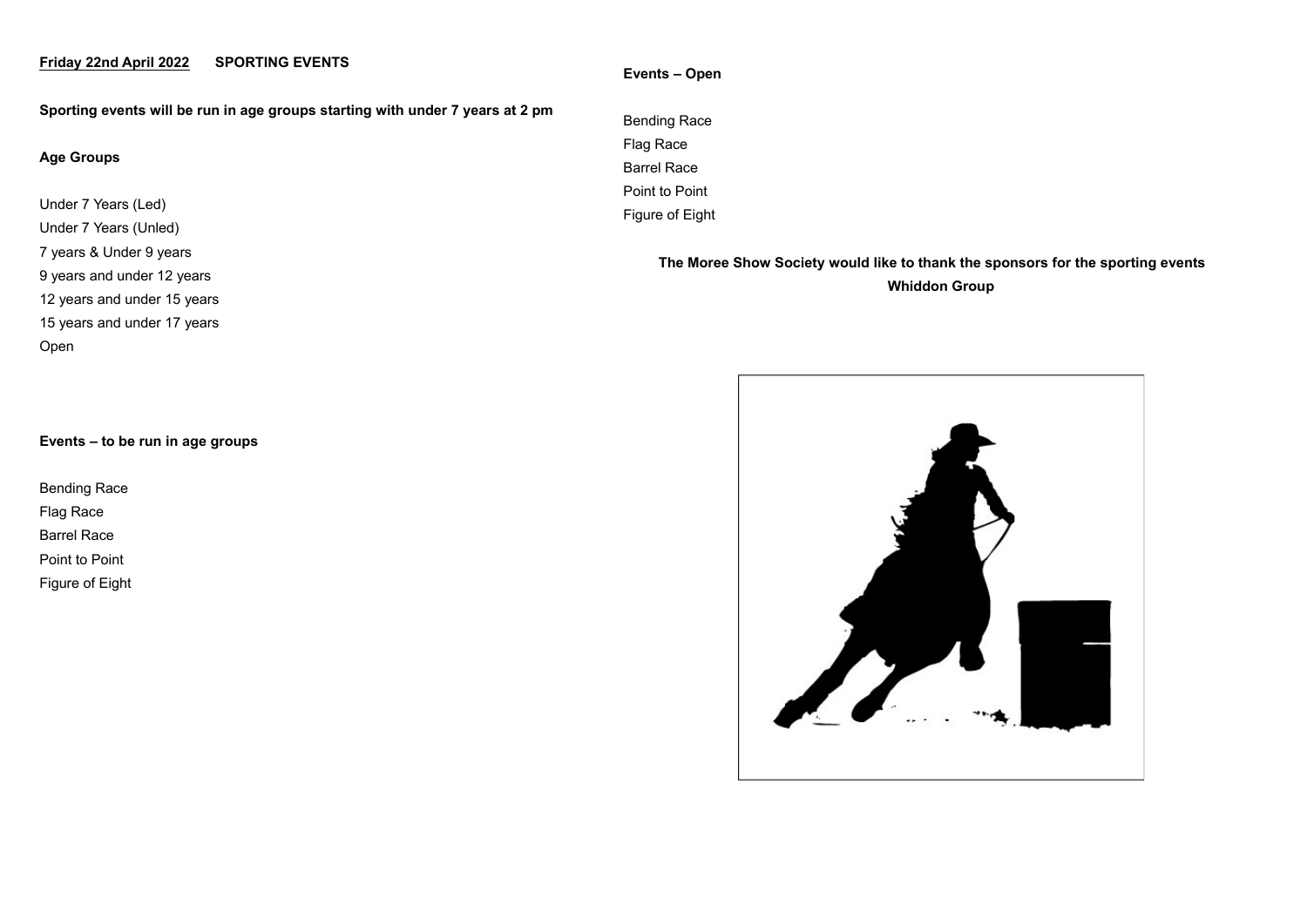**<u>Friday 22nd April 2022</u>** **SPORTING EVENTS**

**Sporting events will be run in age groups starting with under 7 years at 2 pm**

**Age Groups**

Under 7 Years (Led)
Under 7 Years (Unled)
7 years & Under 9 years
9 years and under 12 years
12 years and under 15 years
15 years and under 17 years
Open

**Events – to be run in age groups**

Bending Race
Flag Race
Barrel Race
Point to Point
Figure of Eight

**Events – Open**

Bending Race
Flag Race
Barrel Race
Point to Point
Figure of Eight

**The Moree Show Society would like to thank the sponsors for the sporting events**
**Whiddon Group**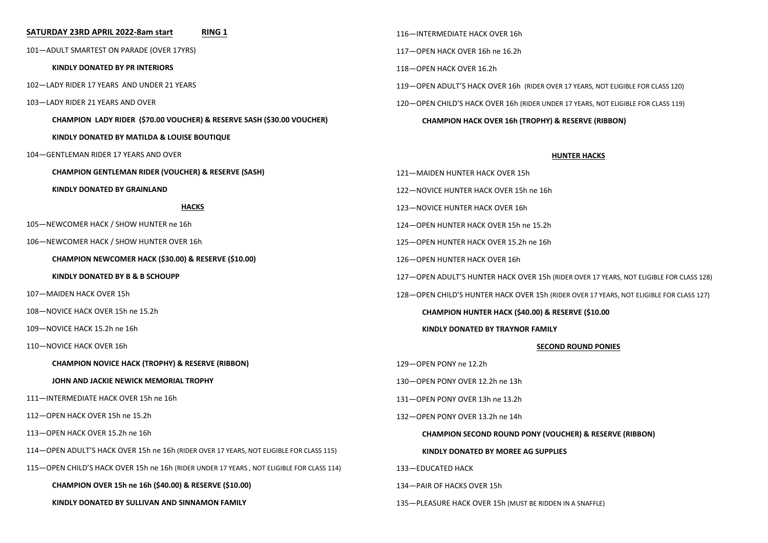**SATURDAY 23RD APRIL 2022-8am start** **RING 1**

101—ADULT SMARTEST ON PARADE (OVER 17YRS)

**KINDLY DONATED BY PR INTERIORS**

102—LADY RIDER 17 YEARS AND UNDER 21 YEARS

103—LADY RIDER 21 YEARS AND OVER

**CHAMPION LADY RIDER ($70.00 VOUCHER) & RESERVE SASH ($30.00 VOUCHER)**

**KINDLY DONATED BY MATILDA & LOUISE BOUTIQUE**

104—GENTLEMAN RIDER 17 YEARS AND OVER

**CHAMPION GENTLEMAN RIDER (VOUCHER) & RESERVE (SASH)**

**KINDLY DONATED BY GRAINLAND**

**HACKS**

105—NEWCOMER HACK / SHOW HUNTER ne 16h

106—NEWCOMER HACK / SHOW HUNTER OVER 16h

**CHAMPION NEWCOMER HACK ($30.00) & RESERVE ($10.00)**

**KINDLY DONATED BY B & B SCHOUPP**

107—MAIDEN HACK OVER 15h

108—NOVICE HACK OVER 15h ne 15.2h

109—NOVICE HACK 15.2h ne 16h

110—NOVICE HACK OVER 16h

**CHAMPION NOVICE HACK (TROPHY) & RESERVE (RIBBON)**

**JOHN AND JACKIE NEWICK MEMORIAL TROPHY**

111—INTERMEDIATE HACK OVER 15h ne 16h

112—OPEN HACK OVER 15h ne 15.2h

113—OPEN HACK OVER 15.2h ne 16h

114—OPEN ADULT'S HACK OVER 15h ne 16h (RIDER OVER 17 YEARS, NOT ELIGIBLE FOR CLASS 115)

115—OPEN CHILD'S HACK OVER 15h ne 16h (RIDER UNDER 17 YEARS , NOT ELIGIBLE FOR CLASS 114)

**CHAMPION OVER 15h ne 16h ($40.00) & RESERVE ($10.00)**

**KINDLY DONATED BY SULLIVAN AND SINNAMON FAMILY**

116—INTERMEDIATE HACK OVER 16h

117—OPEN HACK OVER 16h ne 16.2h

118—OPEN HACK OVER 16.2h

119—OPEN ADULT'S HACK OVER 16h (RIDER OVER 17 YEARS, NOT ELIGIBLE FOR CLASS 120)

120—OPEN CHILD'S HACK OVER 16h (RIDER UNDER 17 YEARS, NOT ELIGIBLE FOR CLASS 119)

**CHAMPION HACK OVER 16h (TROPHY) & RESERVE (RIBBON)**

**HUNTER HACKS**

121—MAIDEN HUNTER HACK OVER 15h

122—NOVICE HUNTER HACK OVER 15h ne 16h

123—NOVICE HUNTER HACK OVER 16h

124—OPEN HUNTER HACK OVER 15h ne 15.2h

125—OPEN HUNTER HACK OVER 15.2h ne 16h

126—OPEN HUNTER HACK OVER 16h

127—OPEN ADULT'S HUNTER HACK OVER 15h (RIDER OVER 17 YEARS, NOT ELIGIBLE FOR CLASS 128)

128—OPEN CHILD'S HUNTER HACK OVER 15h (RIDER OVER 17 YEARS, NOT ELIGIBLE FOR CLASS 127)

**CHAMPION HUNTER HACK ($40.00) & RESERVE ($10.00**

**KINDLY DONATED BY TRAYNOR FAMILY**

**SECOND ROUND PONIES**

129—OPEN PONY ne 12.2h

130—OPEN PONY OVER 12.2h ne 13h

131—OPEN PONY OVER 13h ne 13.2h

132—OPEN PONY OVER 13.2h ne 14h

**CHAMPION SECOND ROUND PONY (VOUCHER) & RESERVE (RIBBON)**

**KINDLY DONATED BY MOREE AG SUPPLIES**

133—EDUCATED HACK

134—PAIR OF HACKS OVER 15h

135—PLEASURE HACK OVER 15h (MUST BE RIDDEN IN A SNAFFLE)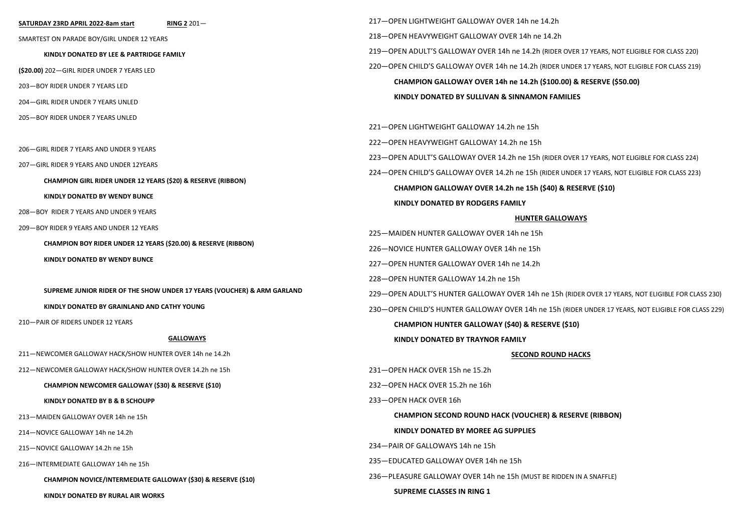**SATURDAY 23RD APRIL 2022-8am start** **RING 2** 201—

SMARTEST ON PARADE BOY/GIRL UNDER 12 YEARS

**KINDLY DONATED BY LEE & PARTRIDGE FAMILY**

**($20.00)** 202—GIRL RIDER UNDER 7 YEARS LED

203—BOY RIDER UNDER 7 YEARS LED

204—GIRL RIDER UNDER 7 YEARS UNLED

205—BOY RIDER UNDER 7 YEARS UNLED

206—GIRL RIDER 7 YEARS AND UNDER 9 YEARS

207—GIRL RIDER 9 YEARS AND UNDER 12YEARS

**CHAMPION GIRL RIDER UNDER 12 YEARS ($20) & RESERVE (RIBBON)**

**KINDLY DONATED BY WENDY BUNCE**

208—BOY RIDER 7 YEARS AND UNDER 9 YEARS

209—BOY RIDER 9 YEARS AND UNDER 12 YEARS

**CHAMPION BOY RIDER UNDER 12 YEARS ($20.00) & RESERVE (RIBBON)**

**KINDLY DONATED BY WENDY BUNCE**

**SUPREME JUNIOR RIDER OF THE SHOW UNDER 17 YEARS (VOUCHER) & ARM GARLAND**

**KINDLY DONATED BY GRAINLAND AND CATHY YOUNG**

210—PAIR OF RIDERS UNDER 12 YEARS

## GALLOWAYS

211—NEWCOMER GALLOWAY HACK/SHOW HUNTER OVER 14h ne 14.2h

212—NEWCOMER GALLOWAY HACK/SHOW HUNTER OVER 14.2h ne 15h

**CHAMPION NEWCOMER GALLOWAY ($30) & RESERVE ($10)**

**KINDLY DONATED BY B & B SCHOUPP**

213—MAIDEN GALLOWAY OVER 14h ne 15h

214—NOVICE GALLOWAY 14h ne 14.2h

215—NOVICE GALLOWAY 14.2h ne 15h

216—INTERMEDIATE GALLOWAY 14h ne 15h

**CHAMPION NOVICE/INTERMEDIATE GALLOWAY ($30) & RESERVE ($10)**

**KINDLY DONATED BY RURAL AIR WORKS**

217—OPEN LIGHTWEIGHT GALLOWAY OVER 14h ne 14.2h

218—OPEN HEAVYWEIGHT GALLOWAY OVER 14h ne 14.2h

219—OPEN ADULT'S GALLOWAY OVER 14h ne 14.2h (RIDER OVER 17 YEARS, NOT ELIGIBLE FOR CLASS 220)

220—OPEN CHILD'S GALLOWAY OVER 14h ne 14.2h (RIDER UNDER 17 YEARS, NOT ELIGIBLE FOR CLASS 219)

**CHAMPION GALLOWAY OVER 14h ne 14.2h ($100.00) & RESERVE ($50.00)**

**KINDLY DONATED BY SULLIVAN & SINNAMON FAMILIES**

221—OPEN LIGHTWEIGHT GALLOWAY 14.2h ne 15h

222—OPEN HEAVYWEIGHT GALLOWAY 14.2h ne 15h

223—OPEN ADULT'S GALLOWAY OVER 14.2h ne 15h (RIDER OVER 17 YEARS, NOT ELIGIBLE FOR CLASS 224)

224—OPEN CHILD'S GALLOWAY OVER 14.2h ne 15h (RIDER UNDER 17 YEARS, NOT ELIGIBLE FOR CLASS 223)

**CHAMPION GALLOWAY OVER 14.2h ne 15h ($40) & RESERVE ($10)**

**KINDLY DONATED BY RODGERS FAMILY**

## HUNTER GALLOWAYS

225—MAIDEN HUNTER GALLOWAY OVER 14h ne 15h

226—NOVICE HUNTER GALLOWAY OVER 14h ne 15h

227—OPEN HUNTER GALLOWAY OVER 14h ne 14.2h

228—OPEN HUNTER GALLOWAY 14.2h ne 15h

229—OPEN ADULT'S HUNTER GALLOWAY OVER 14h ne 15h (RIDER OVER 17 YEARS, NOT ELIGIBLE FOR CLASS 230)

230—OPEN CHILD'S HUNTER GALLOWAY OVER 14h ne 15h (RIDER UNDER 17 YEARS, NOT ELIGIBLE FOR CLASS 229)

**CHAMPION HUNTER GALLOWAY ($40) & RESERVE ($10)**

**KINDLY DONATED BY TRAYNOR FAMILY**

## SECOND ROUND HACKS

231—OPEN HACK OVER 15h ne 15.2h

232—OPEN HACK OVER 15.2h ne 16h

233—OPEN HACK OVER 16h

**CHAMPION SECOND ROUND HACK (VOUCHER) & RESERVE (RIBBON)**

**KINDLY DONATED BY MOREE AG SUPPLIES**

234—PAIR OF GALLOWAYS 14h ne 15h

235—EDUCATED GALLOWAY OVER 14h ne 15h

236—PLEASURE GALLOWAY OVER 14h ne 15h (MUST BE RIDDEN IN A SNAFFLE)

**SUPREME CLASSES IN RING 1**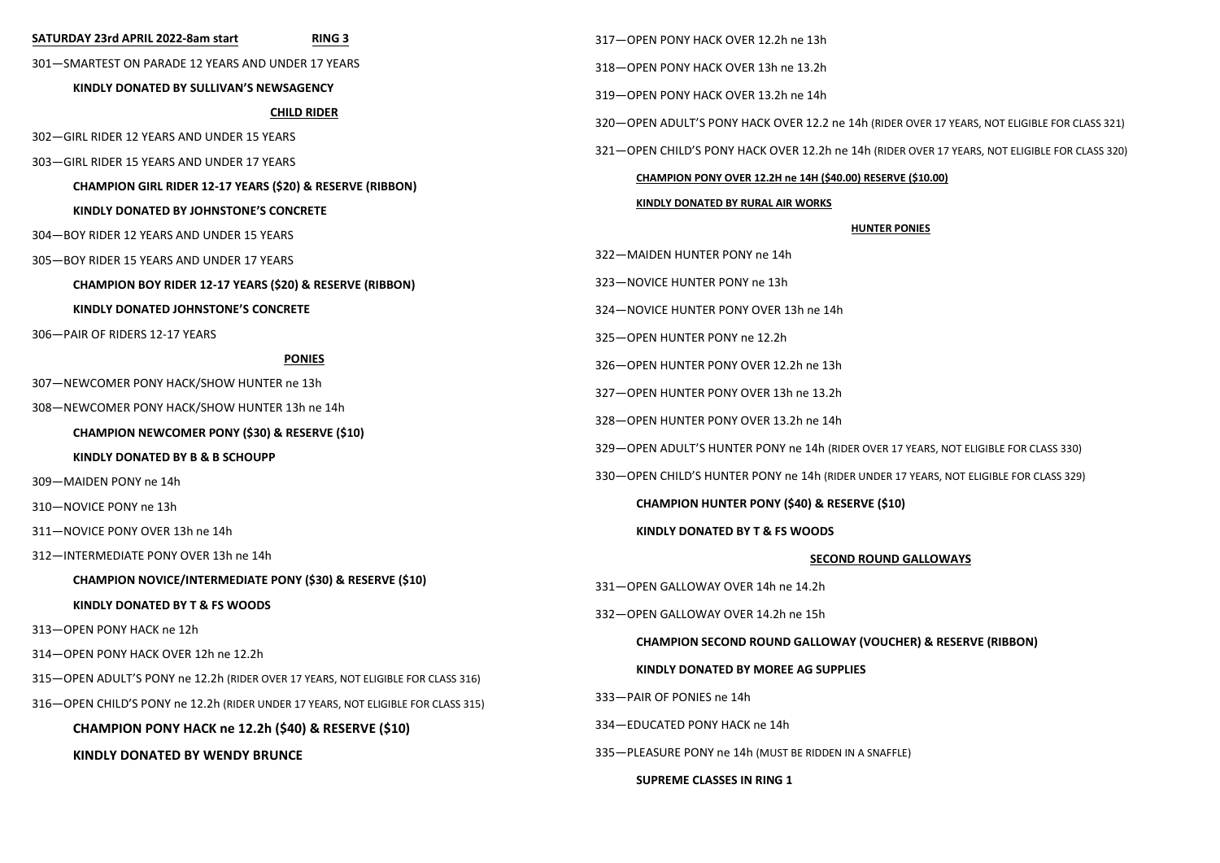**SATURDAY 23rd APRIL 2022-8am start** **RING 3**

301—SMARTEST ON PARADE 12 YEARS AND UNDER 17 YEARS

**KINDLY DONATED BY SULLIVAN'S NEWSAGENCY**

**CHILD RIDER**

302—GIRL RIDER 12 YEARS AND UNDER 15 YEARS

303—GIRL RIDER 15 YEARS AND UNDER 17 YEARS

**CHAMPION GIRL RIDER 12-17 YEARS ($20) & RESERVE (RIBBON)**

**KINDLY DONATED BY JOHNSTONE'S CONCRETE**

304—BOY RIDER 12 YEARS AND UNDER 15 YEARS

305—BOY RIDER 15 YEARS AND UNDER 17 YEARS

**CHAMPION BOY RIDER 12-17 YEARS ($20) & RESERVE (RIBBON)**

**KINDLY DONATED JOHNSTONE'S CONCRETE**

306—PAIR OF RIDERS 12-17 YEARS

**PONIES**

307—NEWCOMER PONY HACK/SHOW HUNTER ne 13h

308—NEWCOMER PONY HACK/SHOW HUNTER 13h ne 14h

**CHAMPION NEWCOMER PONY ($30) & RESERVE ($10)**

**KINDLY DONATED BY B & B SCHOUPP**

309—MAIDEN PONY ne 14h

310—NOVICE PONY ne 13h

311—NOVICE PONY OVER 13h ne 14h

312—INTERMEDIATE PONY OVER 13h ne 14h

**CHAMPION NOVICE/INTERMEDIATE PONY ($30) & RESERVE ($10)**

**KINDLY DONATED BY T & FS WOODS**

313—OPEN PONY HACK ne 12h

314—OPEN PONY HACK OVER 12h ne 12.2h

315—OPEN ADULT'S PONY ne 12.2h (RIDER OVER 17 YEARS, NOT ELIGIBLE FOR CLASS 316)

316—OPEN CHILD'S PONY ne 12.2h (RIDER UNDER 17 YEARS, NOT ELIGIBLE FOR CLASS 315)

**CHAMPION PONY HACK ne 12.2h ($40) & RESERVE ($10)**

**KINDLY DONATED BY WENDY BRUNCE**

317—OPEN PONY HACK OVER 12.2h ne 13h

318—OPEN PONY HACK OVER 13h ne 13.2h

319—OPEN PONY HACK OVER 13.2h ne 14h

320—OPEN ADULT'S PONY HACK OVER 12.2 ne 14h (RIDER OVER 17 YEARS, NOT ELIGIBLE FOR CLASS 321)

321—OPEN CHILD'S PONY HACK OVER 12.2h ne 14h (RIDER OVER 17 YEARS, NOT ELIGIBLE FOR CLASS 320)

**CHAMPION PONY OVER 12.2H ne 14H ($40.00) RESERVE ($10.00)**

**KINDLY DONATED BY RURAL AIR WORKS**

**HUNTER PONIES**

322—MAIDEN HUNTER PONY ne 14h

323—NOVICE HUNTER PONY ne 13h

324—NOVICE HUNTER PONY OVER 13h ne 14h

325—OPEN HUNTER PONY ne 12.2h

326—OPEN HUNTER PONY OVER 12.2h ne 13h

327—OPEN HUNTER PONY OVER 13h ne 13.2h

328—OPEN HUNTER PONY OVER 13.2h ne 14h

329—OPEN ADULT'S HUNTER PONY ne 14h (RIDER OVER 17 YEARS, NOT ELIGIBLE FOR CLASS 330)

330—OPEN CHILD'S HUNTER PONY ne 14h (RIDER UNDER 17 YEARS, NOT ELIGIBLE FOR CLASS 329)

**CHAMPION HUNTER PONY ($40) & RESERVE ($10)**

**KINDLY DONATED BY T & FS WOODS**

**SECOND ROUND GALLOWAYS**

331—OPEN GALLOWAY OVER 14h ne 14.2h

332—OPEN GALLOWAY OVER 14.2h ne 15h

**CHAMPION SECOND ROUND GALLOWAY (VOUCHER) & RESERVE (RIBBON)**

**KINDLY DONATED BY MOREE AG SUPPLIES**

333—PAIR OF PONIES ne 14h

334—EDUCATED PONY HACK ne 14h

335—PLEASURE PONY ne 14h (MUST BE RIDDEN IN A SNAFFLE)

**SUPREME CLASSES IN RING 1**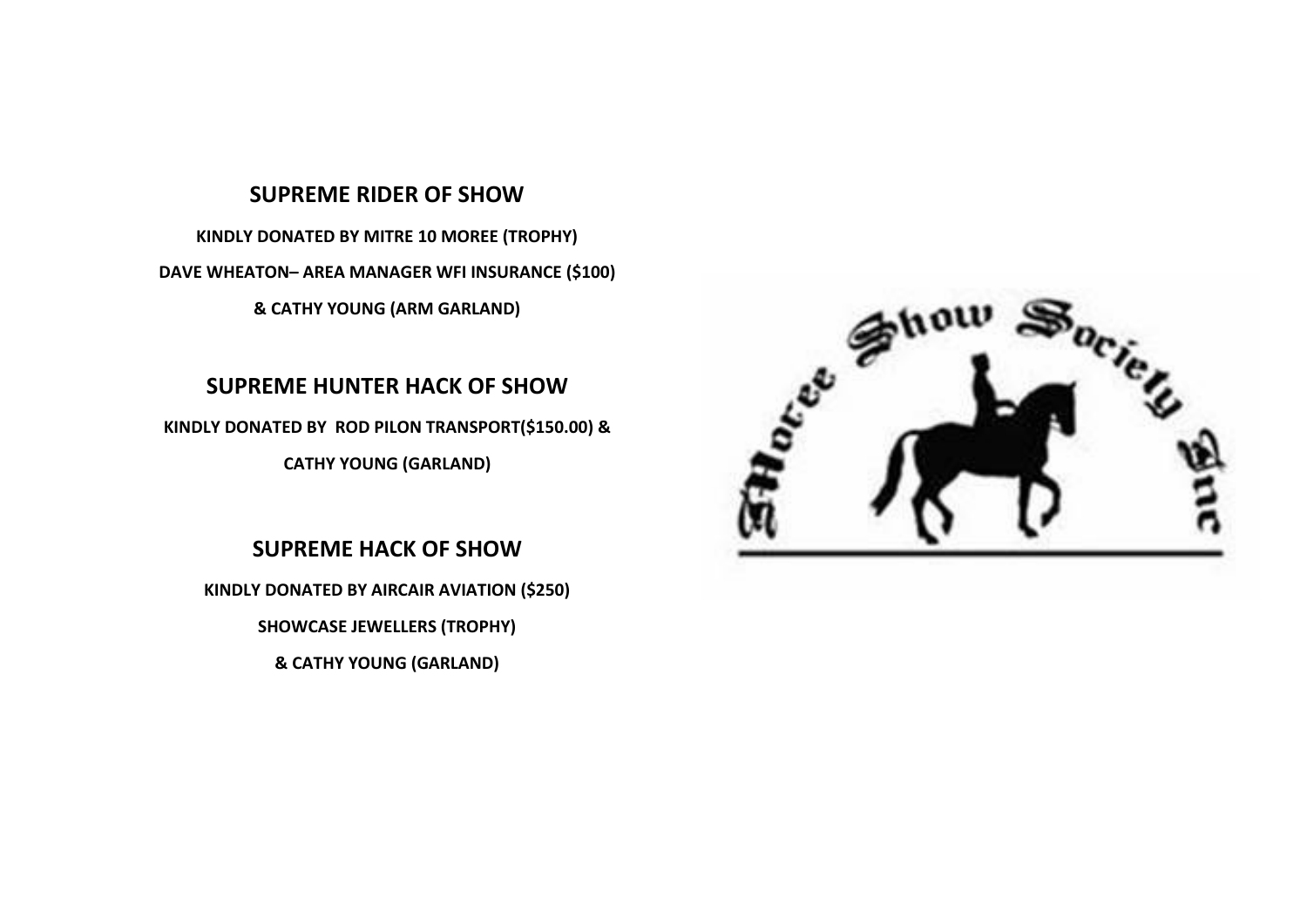## SUPREME RIDER OF SHOW

**KINDLY DONATED BY MITRE 10 MOREE (TROPHY)**

**DAVE WHEATON– AREA MANAGER WFI INSURANCE ($100)**

**& CATHY YOUNG (ARM GARLAND)**

## SUPREME HUNTER HACK OF SHOW

**KINDLY DONATED BY ROD PILON TRANSPORT($150.00) &**

**CATHY YOUNG (GARLAND)**

## SUPREME HACK OF SHOW

**KINDLY DONATED BY AIRCAIR AVIATION ($250)**

**SHOWCASE JEWELLERS (TROPHY)**

**& CATHY YOUNG (GARLAND)**

Moree Show Society Inc